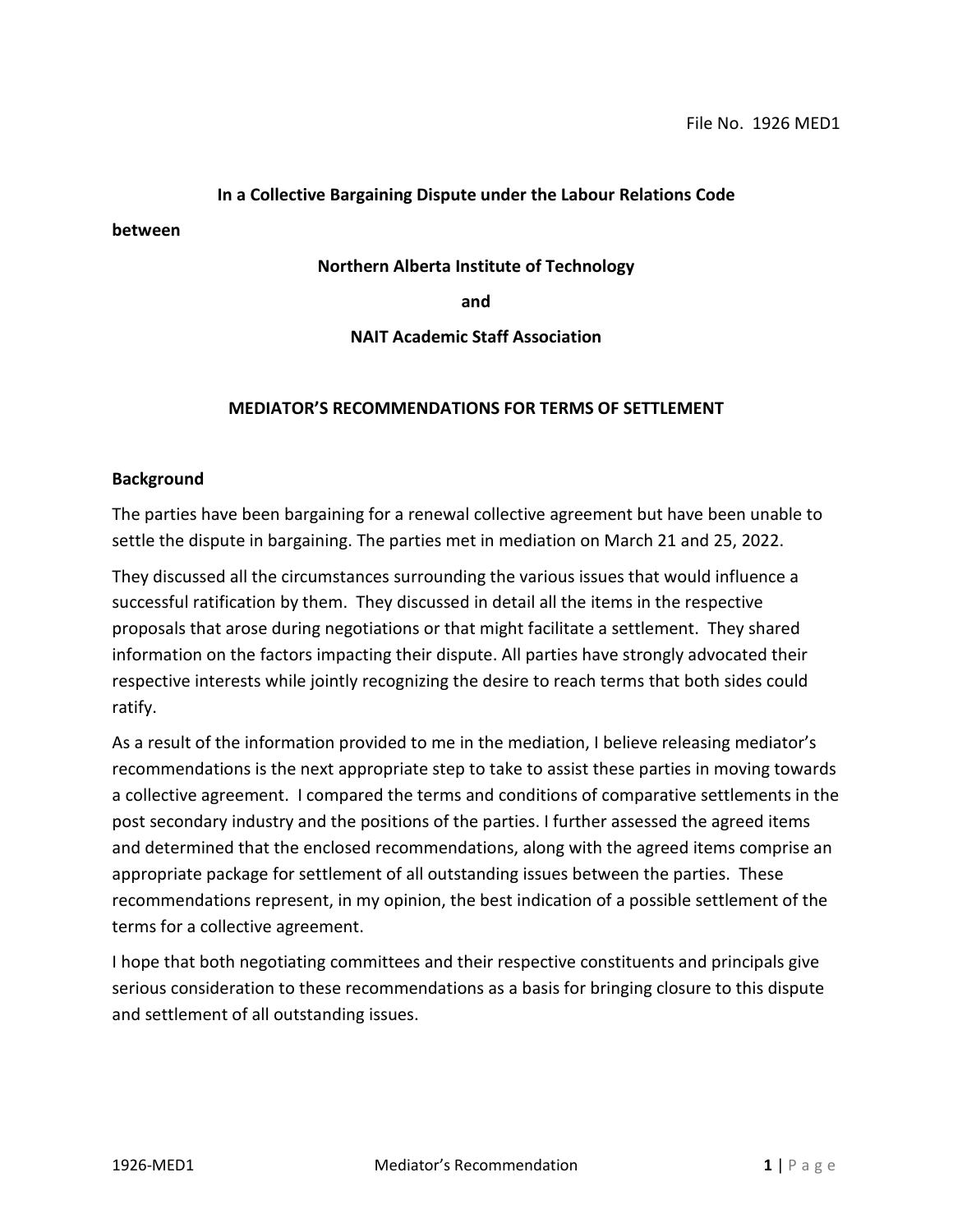File No. 1926 MED1

**In a Collective Bargaining Dispute under the Labour Relations Code**

**between**

**Northern Alberta Institute of Technology**

**and**

**NAIT Academic Staff Association**

# MEDIATOR'S RECOMMENDATIONS FOR TERMS OF SETTLEMENT

## Background

The parties have been bargaining for a renewal collective agreement but have been unable to settle the dispute in bargaining. The parties met in mediation on March 21 and 25, 2022.

They discussed all the circumstances surrounding the various issues that would influence a successful ratification by them. They discussed in detail all the items in the respective proposals that arose during negotiations or that might facilitate a settlement. They shared information on the factors impacting their dispute. All parties have strongly advocated their respective interests while jointly recognizing the desire to reach terms that both sides could ratify.

As a result of the information provided to me in the mediation, I believe releasing mediator's recommendations is the next appropriate step to take to assist these parties in moving towards a collective agreement. I compared the terms and conditions of comparative settlements in the post secondary industry and the positions of the parties. I further assessed the agreed items and determined that the enclosed recommendations, along with the agreed items comprise an appropriate package for settlement of all outstanding issues between the parties. These recommendations represent, in my opinion, the best indication of a possible settlement of the terms for a collective agreement.

I hope that both negotiating committees and their respective constituents and principals give serious consideration to these recommendations as a basis for bringing closure to this dispute and settlement of all outstanding issues.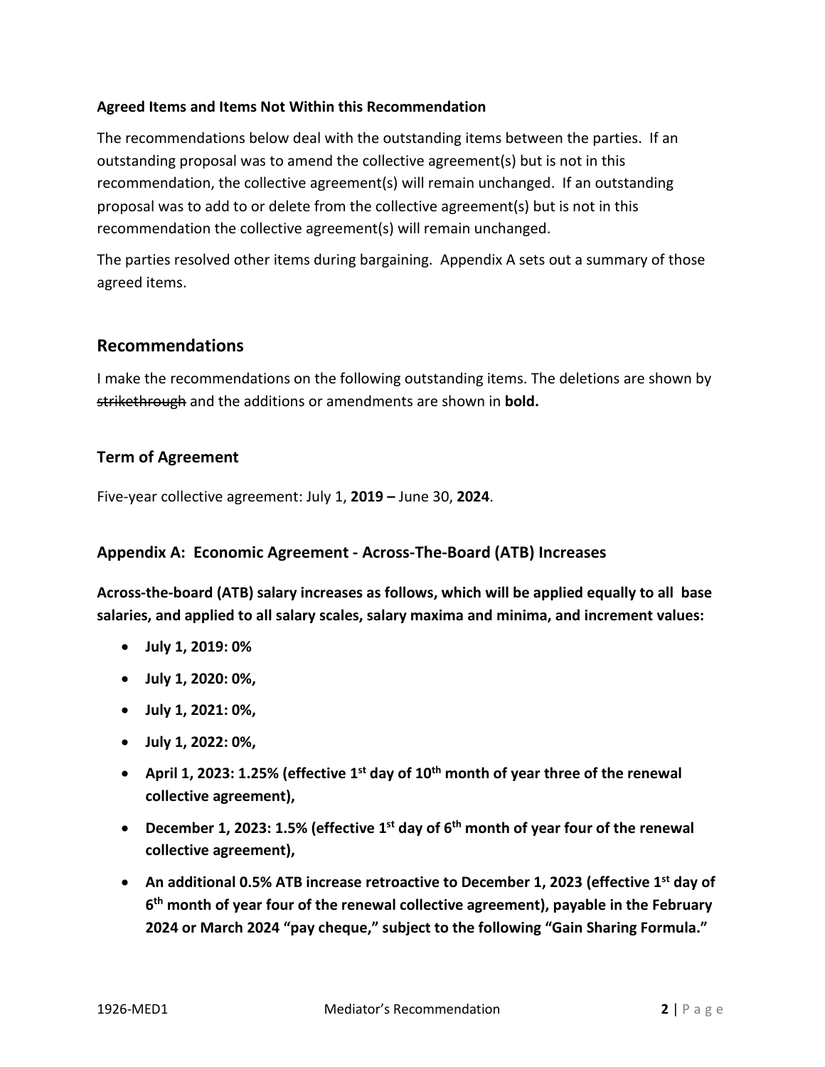**Agreed Items and Items Not Within this Recommendation**

The recommendations below deal with the outstanding items between the parties. If an outstanding proposal was to amend the collective agreement(s) but is not in this recommendation, the collective agreement(s) will remain unchanged. If an outstanding proposal was to add to or delete from the collective agreement(s) but is not in this recommendation the collective agreement(s) will remain unchanged.

The parties resolved other items during bargaining. Appendix A sets out a summary of those agreed items.

## Recommendations

I make the recommendations on the following outstanding items. The deletions are shown by ~~strikethrough~~ and the additions or amendments are shown in **bold.**

### Term of Agreement

Five-year collective agreement: July 1, **2019 –** June 30, **2024**.

### Appendix A: Economic Agreement - Across-The-Board (ATB) Increases

**Across-the-board (ATB) salary increases as follows, which will be applied equally to all base salaries, and applied to all salary scales, salary maxima and minima, and increment values:**

- **July 1, 2019: 0%**
- **July 1, 2020: 0%,**
- **July 1, 2021: 0%,**
- **July 1, 2022: 0%,**
- **April 1, 2023: 1.25% (effective 1st day of 10th month of year three of the renewal collective agreement),**
- **December 1, 2023: 1.5% (effective 1st day of 6th month of year four of the renewal collective agreement),**
- **An additional 0.5% ATB increase retroactive to December 1, 2023 (effective 1st day of 6th month of year four of the renewal collective agreement), payable in the February 2024 or March 2024 "pay cheque," subject to the following "Gain Sharing Formula."**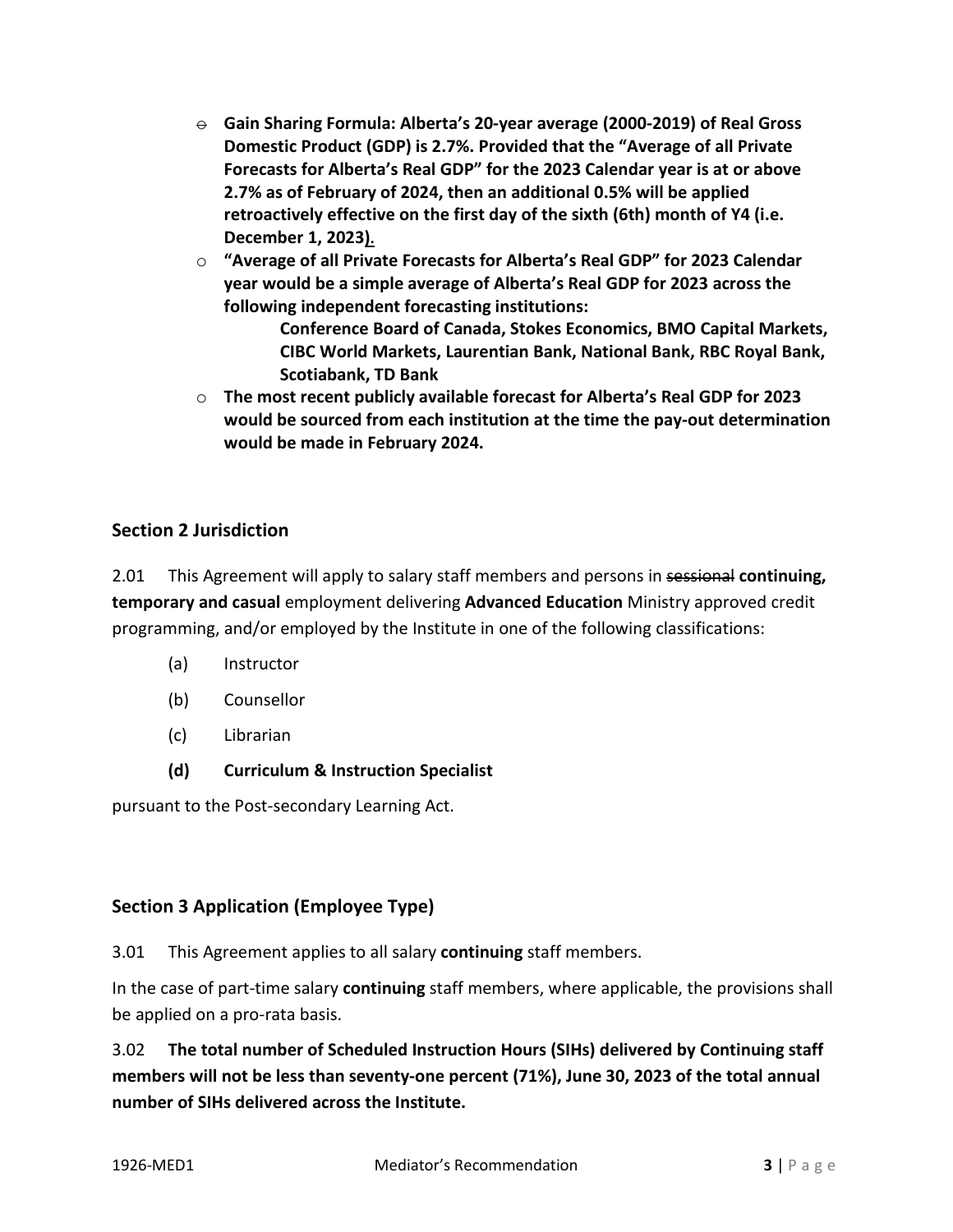- **Gain Sharing Formula: Alberta's 20-year average (2000-2019) of Real Gross Domestic Product (GDP) is 2.7%. Provided that the "Average of all Private Forecasts for Alberta's Real GDP" for the 2023 Calendar year is at or above 2.7% as of February of 2024, then an additional 0.5% will be applied retroactively effective on the first day of the sixth (6th) month of Y4 (i.e. December 1, 2023).**
- **"Average of all Private Forecasts for Alberta's Real GDP" for 2023 Calendar year would be a simple average of Alberta's Real GDP for 2023 across the following independent forecasting institutions:**

  **Conference Board of Canada, Stokes Economics, BMO Capital Markets, CIBC World Markets, Laurentian Bank, National Bank, RBC Royal Bank, Scotiabank, TD Bank**
- **The most recent publicly available forecast for Alberta's Real GDP for 2023 would be sourced from each institution at the time the pay-out determination would be made in February 2024.**

## Section 2 Jurisdiction

2.01 This Agreement will apply to salary staff members and persons in ~~sessional~~ **continuing, temporary and casual** employment delivering **Advanced Education** Ministry approved credit programming, and/or employed by the Institute in one of the following classifications:

(a) Instructor

(b) Counsellor

(c) Librarian

**(d) Curriculum & Instruction Specialist**

pursuant to the Post-secondary Learning Act.

## Section 3 Application (Employee Type)

3.01 This Agreement applies to all salary **continuing** staff members.

In the case of part-time salary **continuing** staff members, where applicable, the provisions shall be applied on a pro-rata basis.

3.02 **The total number of Scheduled Instruction Hours (SIHs) delivered by Continuing staff members will not be less than seventy-one percent (71%), June 30, 2023 of the total annual number of SIHs delivered across the Institute.**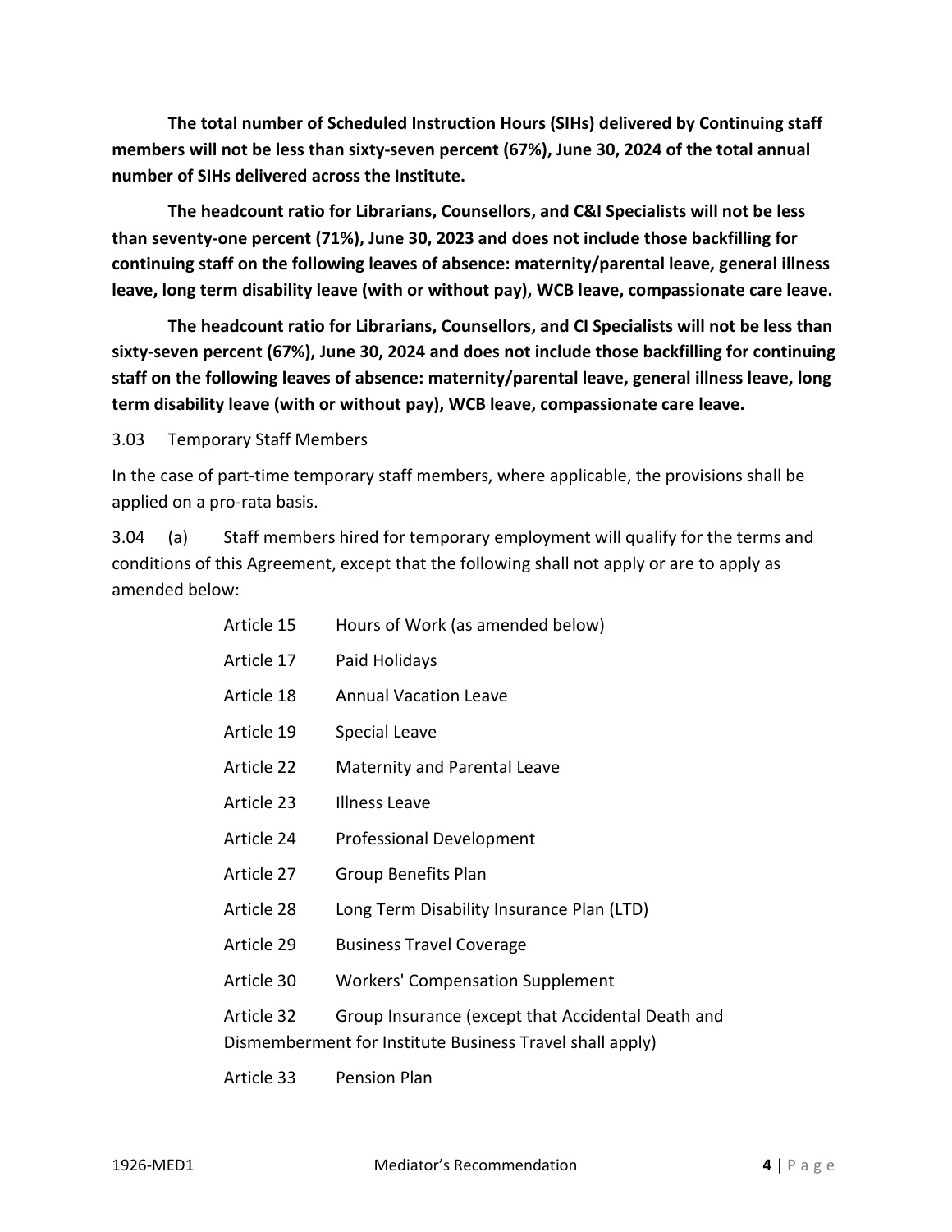**The total number of Scheduled Instruction Hours (SIHs) delivered by Continuing staff members will not be less than sixty-seven percent (67%), June 30, 2024 of the total annual number of SIHs delivered across the Institute.**

**The headcount ratio for Librarians, Counsellors, and C&I Specialists will not be less than seventy-one percent (71%), June 30, 2023 and does not include those backfilling for continuing staff on the following leaves of absence: maternity/parental leave, general illness leave, long term disability leave (with or without pay), WCB leave, compassionate care leave.**

**The headcount ratio for Librarians, Counsellors, and CI Specialists will not be less than sixty-seven percent (67%), June 30, 2024 and does not include those backfilling for continuing staff on the following leaves of absence: maternity/parental leave, general illness leave, long term disability leave (with or without pay), WCB leave, compassionate care leave.**

3.03 Temporary Staff Members

In the case of part-time temporary staff members, where applicable, the provisions shall be applied on a pro-rata basis.

3.04 (a) Staff members hired for temporary employment will qualify for the terms and conditions of this Agreement, except that the following shall not apply or are to apply as amended below:

- Article 15 Hours of Work (as amended below)
- Article 17 Paid Holidays
- Article 18 Annual Vacation Leave
- Article 19 Special Leave
- Article 22 Maternity and Parental Leave
- Article 23 Illness Leave
- Article 24 Professional Development
- Article 27 Group Benefits Plan
- Article 28 Long Term Disability Insurance Plan (LTD)
- Article 29 Business Travel Coverage
- Article 30 Workers' Compensation Supplement
- Article 32 Group Insurance (except that Accidental Death and Dismemberment for Institute Business Travel shall apply)
- Article 33 Pension Plan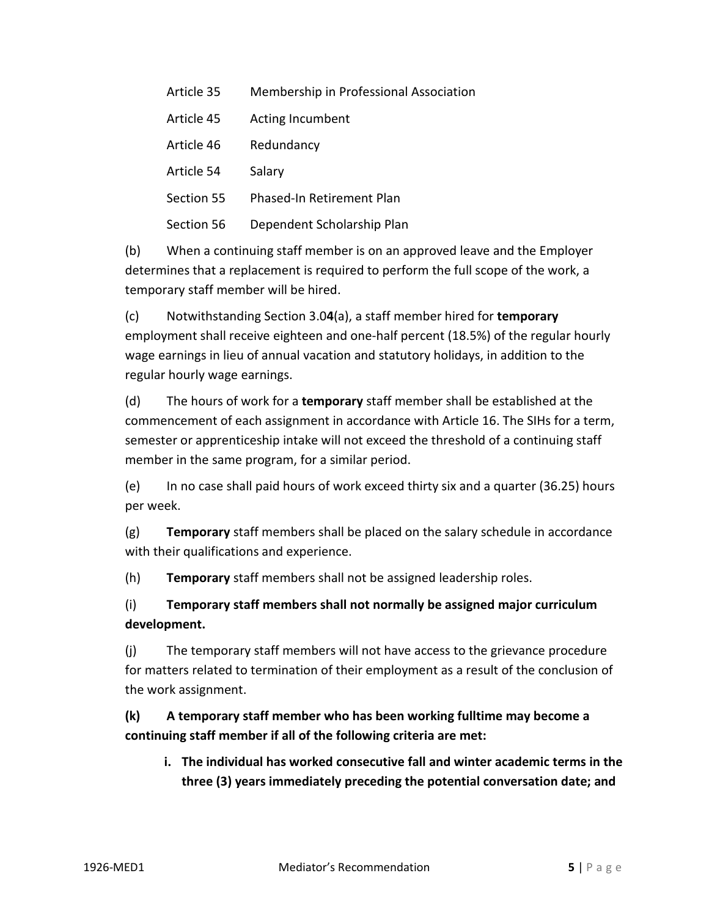| | |
|---|---|
| Article 35 | Membership in Professional Association |
| Article 45 | Acting Incumbent |
| Article 46 | Redundancy |
| Article 54 | Salary |
| Section 55 | Phased-In Retirement Plan |
| Section 56 | Dependent Scholarship Plan |

(b) When a continuing staff member is on an approved leave and the Employer determines that a replacement is required to perform the full scope of the work, a temporary staff member will be hired.

(c) Notwithstanding Section 3.0**4**(a), a staff member hired for **temporary** employment shall receive eighteen and one-half percent (18.5%) of the regular hourly wage earnings in lieu of annual vacation and statutory holidays, in addition to the regular hourly wage earnings.

(d) The hours of work for a **temporary** staff member shall be established at the commencement of each assignment in accordance with Article 16. The SIHs for a term, semester or apprenticeship intake will not exceed the threshold of a continuing staff member in the same program, for a similar period.

(e) In no case shall paid hours of work exceed thirty six and a quarter (36.25) hours per week.

(g) **Temporary** staff members shall be placed on the salary schedule in accordance with their qualifications and experience.

(h) **Temporary** staff members shall not be assigned leadership roles.

(i) **Temporary staff members shall not normally be assigned major curriculum development.**

(j) The temporary staff members will not have access to the grievance procedure for matters related to termination of their employment as a result of the conclusion of the work assignment.

**(k) A temporary staff member who has been working fulltime may become a continuing staff member if all of the following criteria are met:**

i. **The individual has worked consecutive fall and winter academic terms in the three (3) years immediately preceding the potential conversation date; and**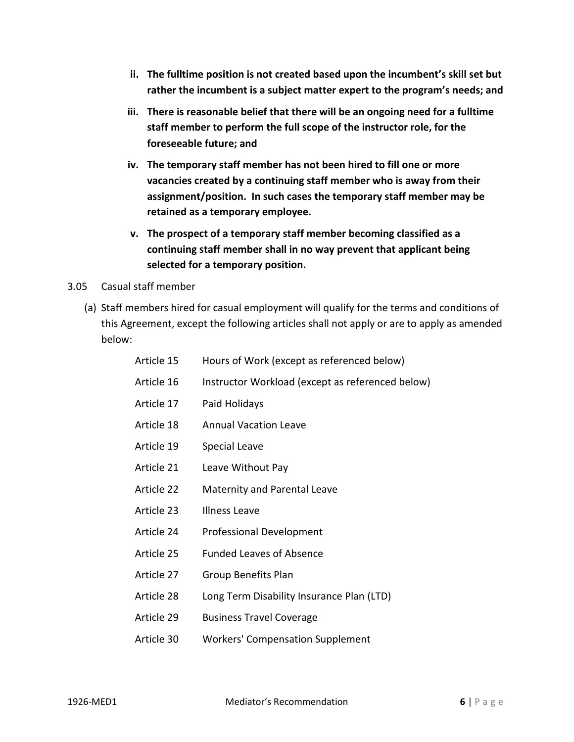ii. **The fulltime position is not created based upon the incumbent's skill set but rather the incumbent is a subject matter expert to the program's needs; and**

iii. **There is reasonable belief that there will be an ongoing need for a fulltime staff member to perform the full scope of the instructor role, for the foreseeable future; and**

iv. **The temporary staff member has not been hired to fill one or more vacancies created by a continuing staff member who is away from their assignment/position. In such cases the temporary staff member may be retained as a temporary employee.**

v. **The prospect of a temporary staff member becoming classified as a continuing staff member shall in no way prevent that applicant being selected for a temporary position.**

3.05 Casual staff member

(a) Staff members hired for casual employment will qualify for the terms and conditions of this Agreement, except the following articles shall not apply or are to apply as amended below:

| | |
|---|---|
| Article 15 | Hours of Work (except as referenced below) |
| Article 16 | Instructor Workload (except as referenced below) |
| Article 17 | Paid Holidays |
| Article 18 | Annual Vacation Leave |
| Article 19 | Special Leave |
| Article 21 | Leave Without Pay |
| Article 22 | Maternity and Parental Leave |
| Article 23 | Illness Leave |
| Article 24 | Professional Development |
| Article 25 | Funded Leaves of Absence |
| Article 27 | Group Benefits Plan |
| Article 28 | Long Term Disability Insurance Plan (LTD) |
| Article 29 | Business Travel Coverage |
| Article 30 | Workers' Compensation Supplement |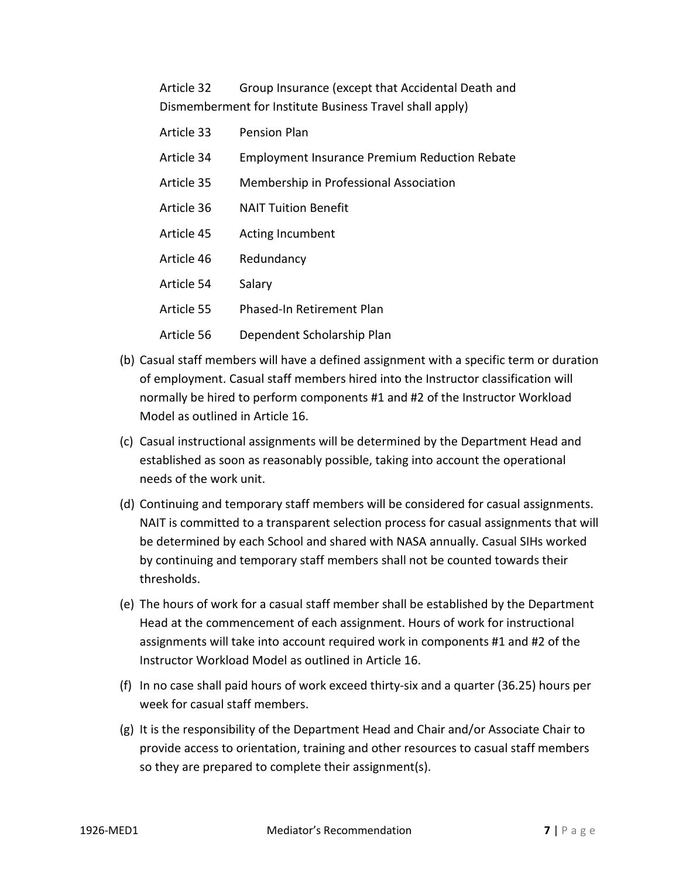Article 32 Group Insurance (except that Accidental Death and Dismemberment for Institute Business Travel shall apply)

Article 33 Pension Plan

Article 34 Employment Insurance Premium Reduction Rebate

Article 35 Membership in Professional Association

Article 36 NAIT Tuition Benefit

Article 45 Acting Incumbent

Article 46 Redundancy

Article 54 Salary

Article 55 Phased-In Retirement Plan

Article 56 Dependent Scholarship Plan

(b) Casual staff members will have a defined assignment with a specific term or duration of employment. Casual staff members hired into the Instructor classification will normally be hired to perform components #1 and #2 of the Instructor Workload Model as outlined in Article 16.

(c) Casual instructional assignments will be determined by the Department Head and established as soon as reasonably possible, taking into account the operational needs of the work unit.

(d) Continuing and temporary staff members will be considered for casual assignments. NAIT is committed to a transparent selection process for casual assignments that will be determined by each School and shared with NASA annually. Casual SIHs worked by continuing and temporary staff members shall not be counted towards their thresholds.

(e) The hours of work for a casual staff member shall be established by the Department Head at the commencement of each assignment. Hours of work for instructional assignments will take into account required work in components #1 and #2 of the Instructor Workload Model as outlined in Article 16.

(f) In no case shall paid hours of work exceed thirty-six and a quarter (36.25) hours per week for casual staff members.

(g) It is the responsibility of the Department Head and Chair and/or Associate Chair to provide access to orientation, training and other resources to casual staff members so they are prepared to complete their assignment(s).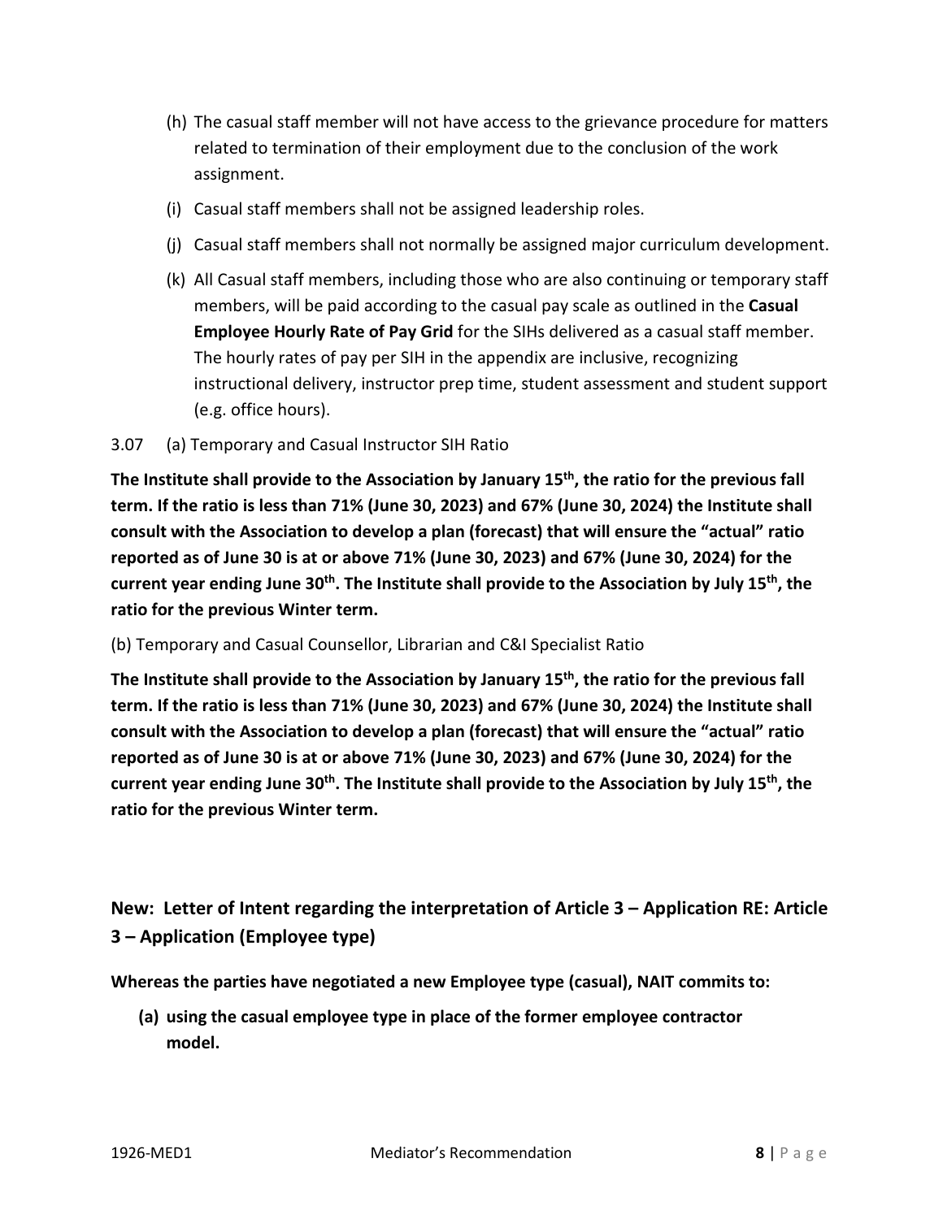(h) The casual staff member will not have access to the grievance procedure for matters related to termination of their employment due to the conclusion of the work assignment.

(i) Casual staff members shall not be assigned leadership roles.

(j) Casual staff members shall not normally be assigned major curriculum development.

(k) All Casual staff members, including those who are also continuing or temporary staff members, will be paid according to the casual pay scale as outlined in the **Casual Employee Hourly Rate of Pay Grid** for the SIHs delivered as a casual staff member. The hourly rates of pay per SIH in the appendix are inclusive, recognizing instructional delivery, instructor prep time, student assessment and student support (e.g. office hours).

3.07 (a) Temporary and Casual Instructor SIH Ratio

**The Institute shall provide to the Association by January 15th, the ratio for the previous fall term. If the ratio is less than 71% (June 30, 2023) and 67% (June 30, 2024) the Institute shall consult with the Association to develop a plan (forecast) that will ensure the "actual" ratio reported as of June 30 is at or above 71% (June 30, 2023) and 67% (June 30, 2024) for the current year ending June 30th. The Institute shall provide to the Association by July 15th, the ratio for the previous Winter term.**

(b) Temporary and Casual Counsellor, Librarian and C&I Specialist Ratio

**The Institute shall provide to the Association by January 15th, the ratio for the previous fall term. If the ratio is less than 71% (June 30, 2023) and 67% (June 30, 2024) the Institute shall consult with the Association to develop a plan (forecast) that will ensure the "actual" ratio reported as of June 30 is at or above 71% (June 30, 2023) and 67% (June 30, 2024) for the current year ending June 30th. The Institute shall provide to the Association by July 15th, the ratio for the previous Winter term.**

## New: Letter of Intent regarding the interpretation of Article 3 – Application RE: Article 3 – Application (Employee type)

**Whereas the parties have negotiated a new Employee type (casual), NAIT commits to:**

**(a) using the casual employee type in place of the former employee contractor model.**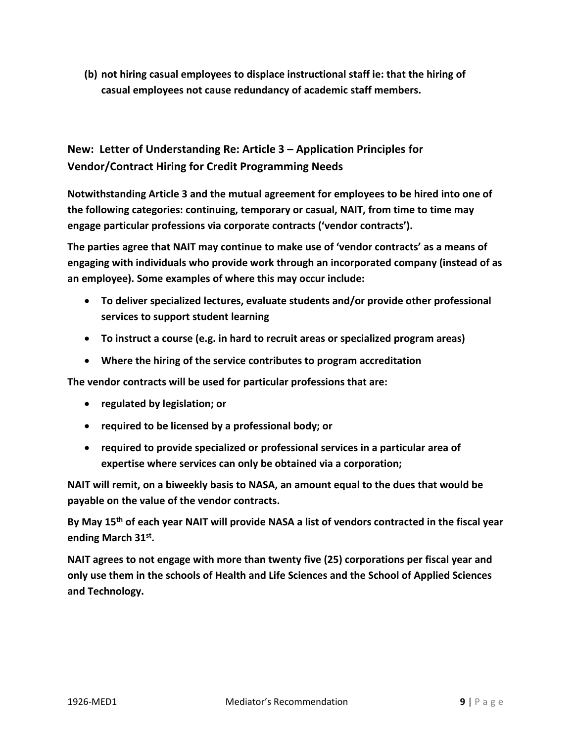**(b) not hiring casual employees to displace instructional staff ie: that the hiring of casual employees not cause redundancy of academic staff members.**

## New: Letter of Understanding Re: Article 3 – Application Principles for Vendor/Contract Hiring for Credit Programming Needs

**Notwithstanding Article 3 and the mutual agreement for employees to be hired into one of the following categories: continuing, temporary or casual, NAIT, from time to time may engage particular professions via corporate contracts ('vendor contracts').**

**The parties agree that NAIT may continue to make use of 'vendor contracts' as a means of engaging with individuals who provide work through an incorporated company (instead of as an employee). Some examples of where this may occur include:**

- **To deliver specialized lectures, evaluate students and/or provide other professional services to support student learning**
- **To instruct a course (e.g. in hard to recruit areas or specialized program areas)**
- **Where the hiring of the service contributes to program accreditation**

**The vendor contracts will be used for particular professions that are:**

- **regulated by legislation; or**
- **required to be licensed by a professional body; or**
- **required to provide specialized or professional services in a particular area of expertise where services can only be obtained via a corporation;**

**NAIT will remit, on a biweekly basis to NASA, an amount equal to the dues that would be payable on the value of the vendor contracts.**

**By May 15th of each year NAIT will provide NASA a list of vendors contracted in the fiscal year ending March 31st.**

**NAIT agrees to not engage with more than twenty five (25) corporations per fiscal year and only use them in the schools of Health and Life Sciences and the School of Applied Sciences and Technology.**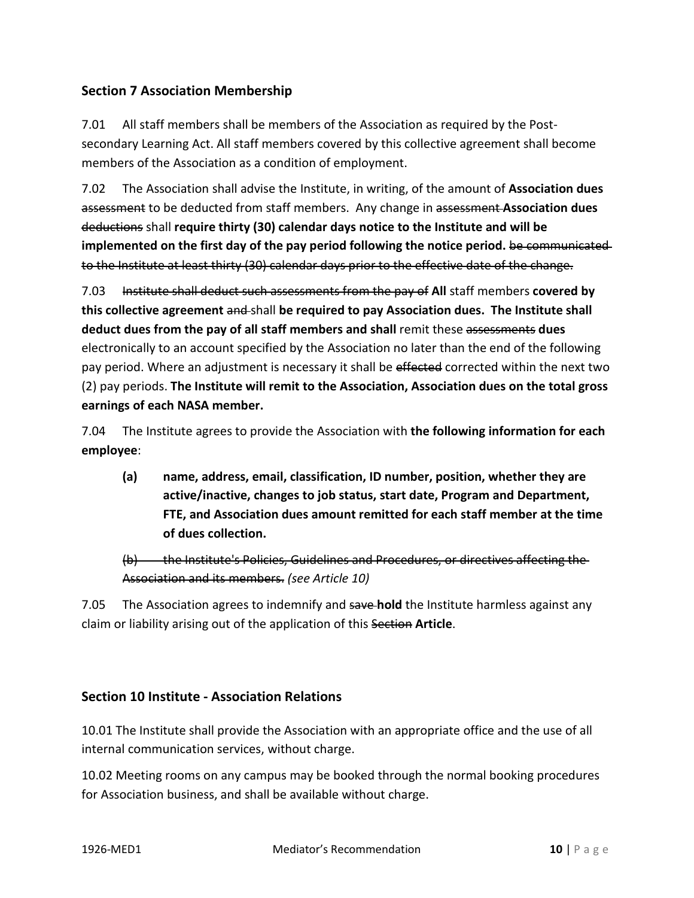## Section 7 Association Membership

7.01 All staff members shall be members of the Association as required by the Post-secondary Learning Act. All staff members covered by this collective agreement shall become members of the Association as a condition of employment.

7.02 The Association shall advise the Institute, in writing, of the amount of **Association dues** ~~assessment~~ to be deducted from staff members. Any change in ~~assessment~~ **Association dues** ~~deductions~~ shall **require thirty (30) calendar days notice to the Institute and will be implemented on the first day of the pay period following the notice period.** ~~be communicated to the Institute at least thirty (30) calendar days prior to the effective date of the change.~~

7.03 ~~Institute shall deduct such assessments from the pay of~~ **All** staff members **covered by this collective agreement** ~~and~~ shall **be required to pay Association dues. The Institute shall deduct dues from the pay of all staff members and shall** remit these ~~assessments~~ **dues** electronically to an account specified by the Association no later than the end of the following pay period. Where an adjustment is necessary it shall be ~~effected~~ corrected within the next two (2) pay periods. **The Institute will remit to the Association, Association dues on the total gross earnings of each NASA member.**

7.04 The Institute agrees to provide the Association with **the following information for each employee**:

**(a) name, address, email, classification, ID number, position, whether they are active/inactive, changes to job status, start date, Program and Department, FTE, and Association dues amount remitted for each staff member at the time of dues collection.**

~~(b) the Institute's Policies, Guidelines and Procedures, or directives affecting the Association and its members.~~ *(see Article 10)*

7.05 The Association agrees to indemnify and ~~save~~ **hold** the Institute harmless against any claim or liability arising out of the application of this ~~Section~~ **Article**.

## Section 10 Institute - Association Relations

10.01 The Institute shall provide the Association with an appropriate office and the use of all internal communication services, without charge.

10.02 Meeting rooms on any campus may be booked through the normal booking procedures for Association business, and shall be available without charge.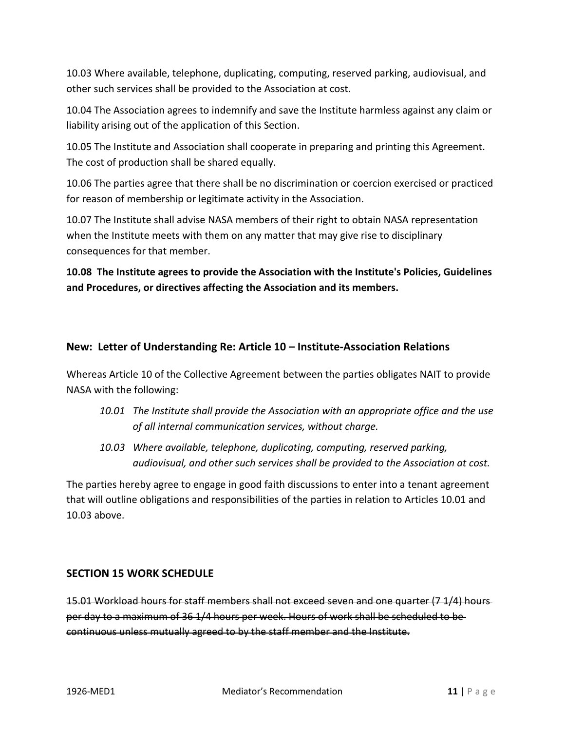10.03 Where available, telephone, duplicating, computing, reserved parking, audiovisual, and other such services shall be provided to the Association at cost.

10.04 The Association agrees to indemnify and save the Institute harmless against any claim or liability arising out of the application of this Section.

10.05 The Institute and Association shall cooperate in preparing and printing this Agreement. The cost of production shall be shared equally.

10.06 The parties agree that there shall be no discrimination or coercion exercised or practiced for reason of membership or legitimate activity in the Association.

10.07 The Institute shall advise NASA members of their right to obtain NASA representation when the Institute meets with them on any matter that may give rise to disciplinary consequences for that member.

**10.08 The Institute agrees to provide the Association with the Institute's Policies, Guidelines and Procedures, or directives affecting the Association and its members.**

### New: Letter of Understanding Re: Article 10 – Institute-Association Relations

Whereas Article 10 of the Collective Agreement between the parties obligates NAIT to provide NASA with the following:

> *10.01 The Institute shall provide the Association with an appropriate office and the use of all internal communication services, without charge.*
>
> *10.03 Where available, telephone, duplicating, computing, reserved parking, audiovisual, and other such services shall be provided to the Association at cost.*

The parties hereby agree to engage in good faith discussions to enter into a tenant agreement that will outline obligations and responsibilities of the parties in relation to Articles 10.01 and 10.03 above.

### SECTION 15 WORK SCHEDULE

~~15.01 Workload hours for staff members shall not exceed seven and one quarter (7 1/4) hours per day to a maximum of 36 1/4 hours per week. Hours of work shall be scheduled to be continuous unless mutually agreed to by the staff member and the Institute.~~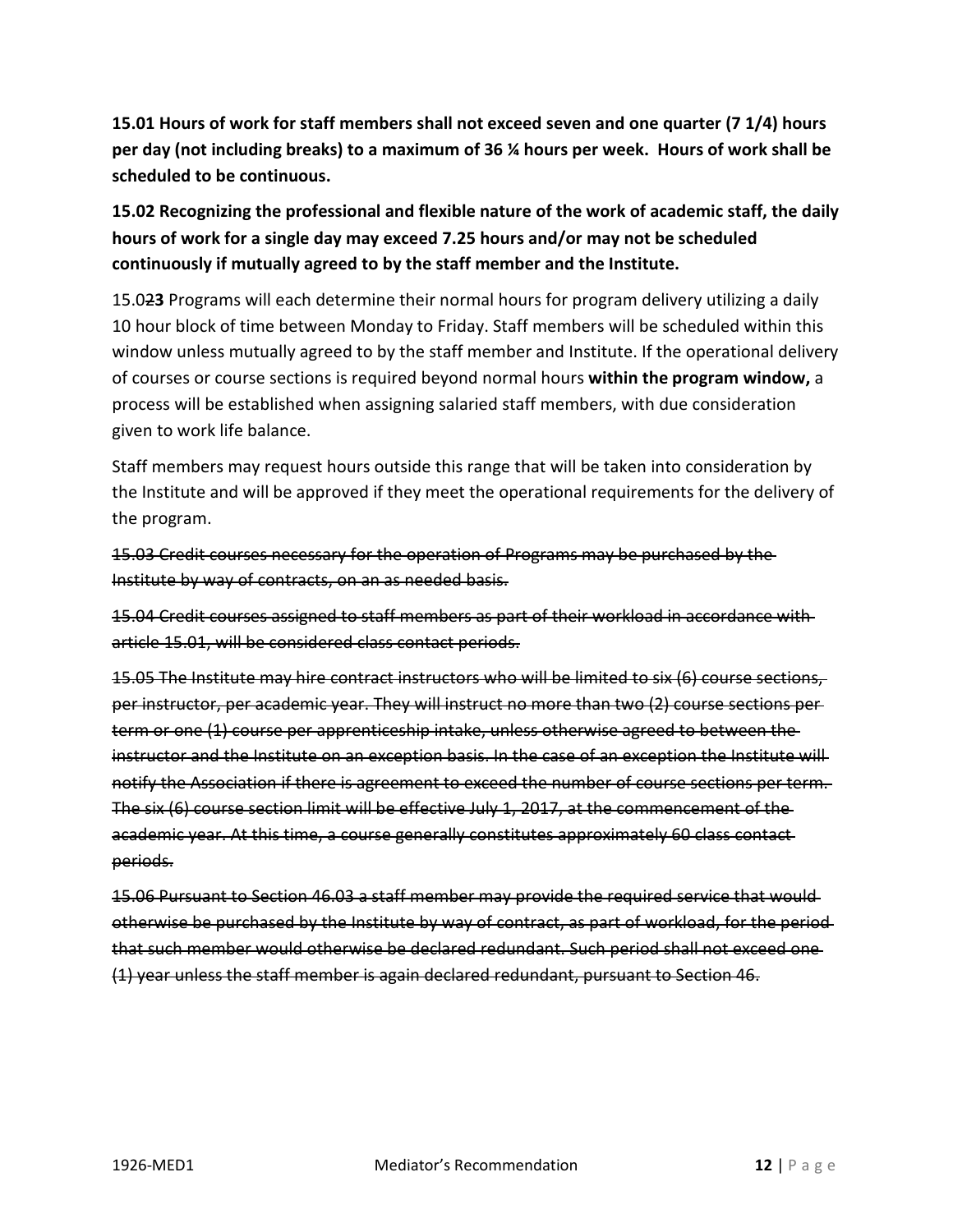**15.01 Hours of work for staff members shall not exceed seven and one quarter (7 1/4) hours per day (not including breaks) to a maximum of 36 ¼ hours per week. Hours of work shall be scheduled to be continuous.**

**15.02 Recognizing the professional and flexible nature of the work of academic staff, the daily hours of work for a single day may exceed 7.25 hours and/or may not be scheduled continuously if mutually agreed to by the staff member and the Institute.**

15.0~~2~~**3** Programs will each determine their normal hours for program delivery utilizing a daily 10 hour block of time between Monday to Friday. Staff members will be scheduled within this window unless mutually agreed to by the staff member and Institute. If the operational delivery of courses or course sections is required beyond normal hours **within the program window,** a process will be established when assigning salaried staff members, with due consideration given to work life balance.

Staff members may request hours outside this range that will be taken into consideration by the Institute and will be approved if they meet the operational requirements for the delivery of the program.

~~15.03 Credit courses necessary for the operation of Programs may be purchased by the Institute by way of contracts, on an as needed basis.~~

~~15.04 Credit courses assigned to staff members as part of their workload in accordance with article 15.01, will be considered class contact periods.~~

~~15.05 The Institute may hire contract instructors who will be limited to six (6) course sections, per instructor, per academic year. They will instruct no more than two (2) course sections per term or one (1) course per apprenticeship intake, unless otherwise agreed to between the instructor and the Institute on an exception basis. In the case of an exception the Institute will notify the Association if there is agreement to exceed the number of course sections per term. The six (6) course section limit will be effective July 1, 2017, at the commencement of the academic year. At this time, a course generally constitutes approximately 60 class contact periods.~~

~~15.06 Pursuant to Section 46.03 a staff member may provide the required service that would otherwise be purchased by the Institute by way of contract, as part of workload, for the period that such member would otherwise be declared redundant. Such period shall not exceed one (1) year unless the staff member is again declared redundant, pursuant to Section 46.~~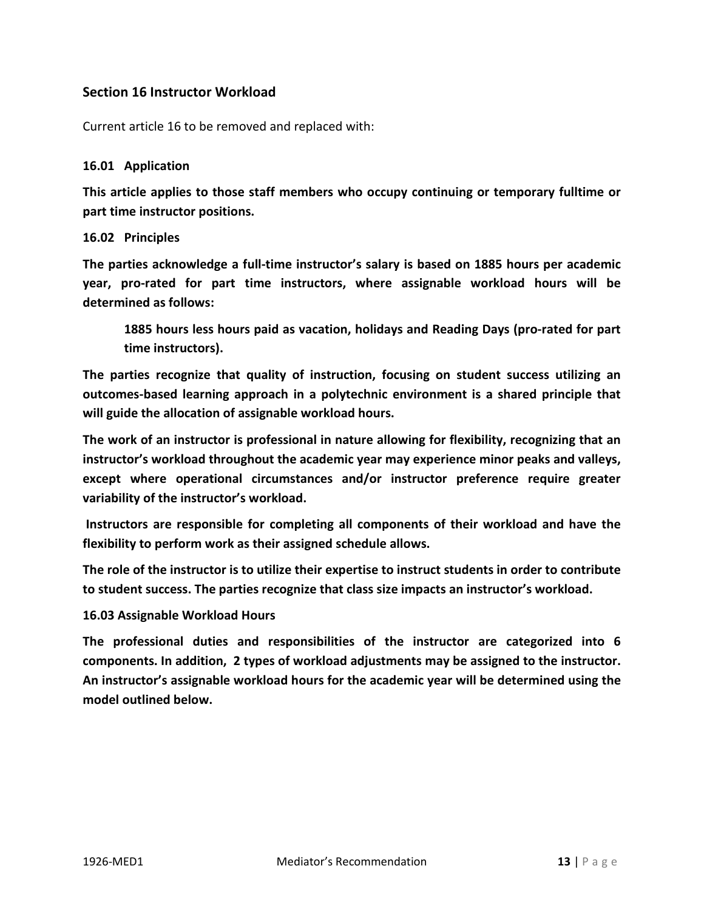## Section 16 Instructor Workload

Current article 16 to be removed and replaced with:

### 16.01 Application

**This article applies to those staff members who occupy continuing or temporary fulltime or part time instructor positions.**

### 16.02 Principles

**The parties acknowledge a full-time instructor's salary is based on 1885 hours per academic year, pro-rated for part time instructors, where assignable workload hours will be determined as follows:**

> **1885 hours less hours paid as vacation, holidays and Reading Days (pro-rated for part time instructors).**

**The parties recognize that quality of instruction, focusing on student success utilizing an outcomes-based learning approach in a polytechnic environment is a shared principle that will guide the allocation of assignable workload hours.**

**The work of an instructor is professional in nature allowing for flexibility, recognizing that an instructor's workload throughout the academic year may experience minor peaks and valleys, except where operational circumstances and/or instructor preference require greater variability of the instructor's workload.**

**Instructors are responsible for completing all components of their workload and have the flexibility to perform work as their assigned schedule allows.**

**The role of the instructor is to utilize their expertise to instruct students in order to contribute to student success. The parties recognize that class size impacts an instructor's workload.**

### 16.03 Assignable Workload Hours

**The professional duties and responsibilities of the instructor are categorized into 6 components. In addition, 2 types of workload adjustments may be assigned to the instructor. An instructor's assignable workload hours for the academic year will be determined using the model outlined below.**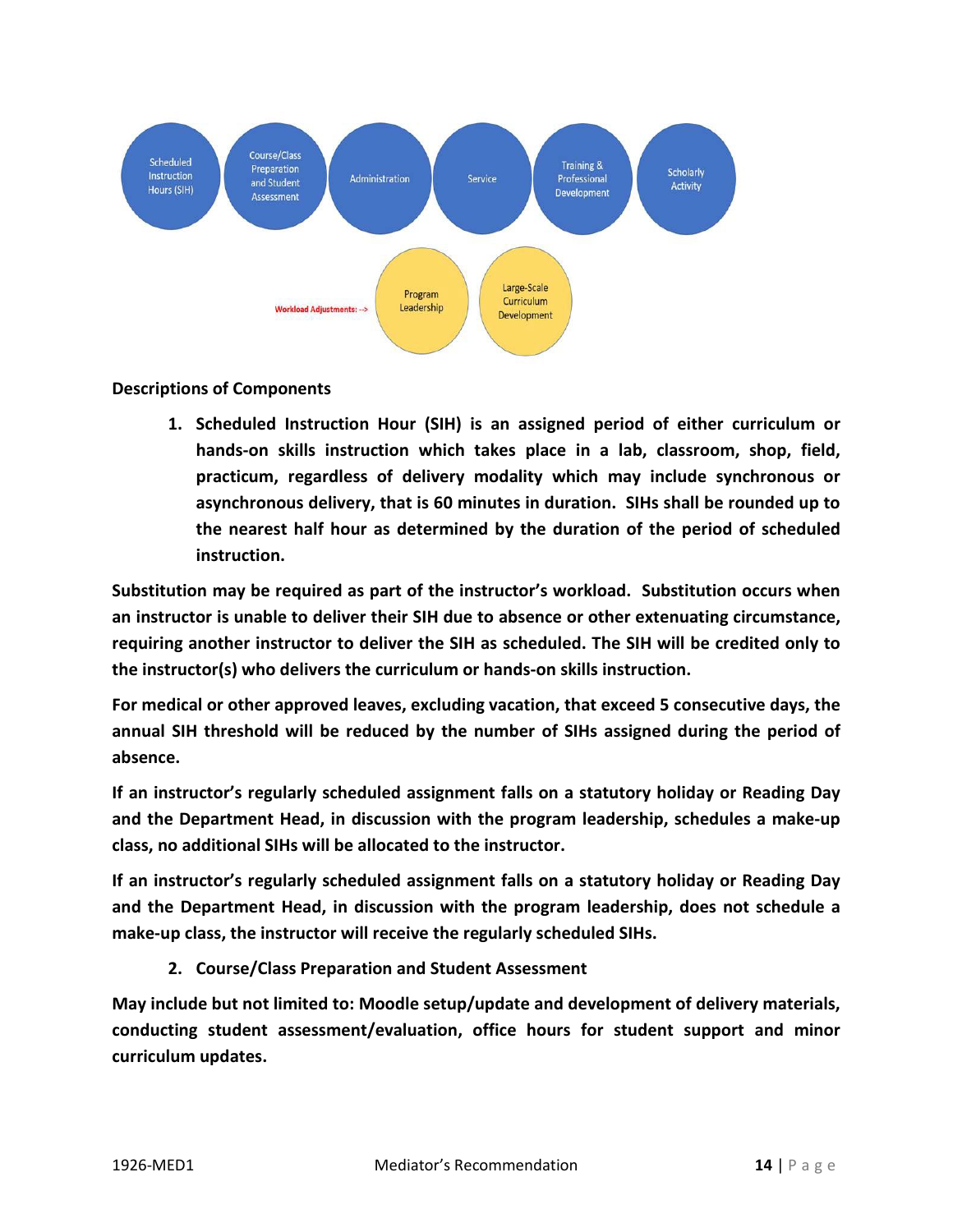Scheduled Instruction Hours (SIH) | Course/Class Preparation and Student Assessment | Administration | Service | Training & Professional Development | Scholarly Activity

Workload Adjustments: --> Program Leadership | Large-Scale Curriculum Development

**Descriptions of Components**

1. **Scheduled Instruction Hour (SIH) is an assigned period of either curriculum or hands-on skills instruction which takes place in a lab, classroom, shop, field, practicum, regardless of delivery modality which may include synchronous or asynchronous delivery, that is 60 minutes in duration. SIHs shall be rounded up to the nearest half hour as determined by the duration of the period of scheduled instruction.**

**Substitution may be required as part of the instructor's workload. Substitution occurs when an instructor is unable to deliver their SIH due to absence or other extenuating circumstance, requiring another instructor to deliver the SIH as scheduled. The SIH will be credited only to the instructor(s) who delivers the curriculum or hands-on skills instruction.**

**For medical or other approved leaves, excluding vacation, that exceed 5 consecutive days, the annual SIH threshold will be reduced by the number of SIHs assigned during the period of absence.**

**If an instructor's regularly scheduled assignment falls on a statutory holiday or Reading Day and the Department Head, in discussion with the program leadership, schedules a make-up class, no additional SIHs will be allocated to the instructor.**

**If an instructor's regularly scheduled assignment falls on a statutory holiday or Reading Day and the Department Head, in discussion with the program leadership, does not schedule a make-up class, the instructor will receive the regularly scheduled SIHs.**

2. **Course/Class Preparation and Student Assessment**

**May include but not limited to: Moodle setup/update and development of delivery materials, conducting student assessment/evaluation, office hours for student support and minor curriculum updates.**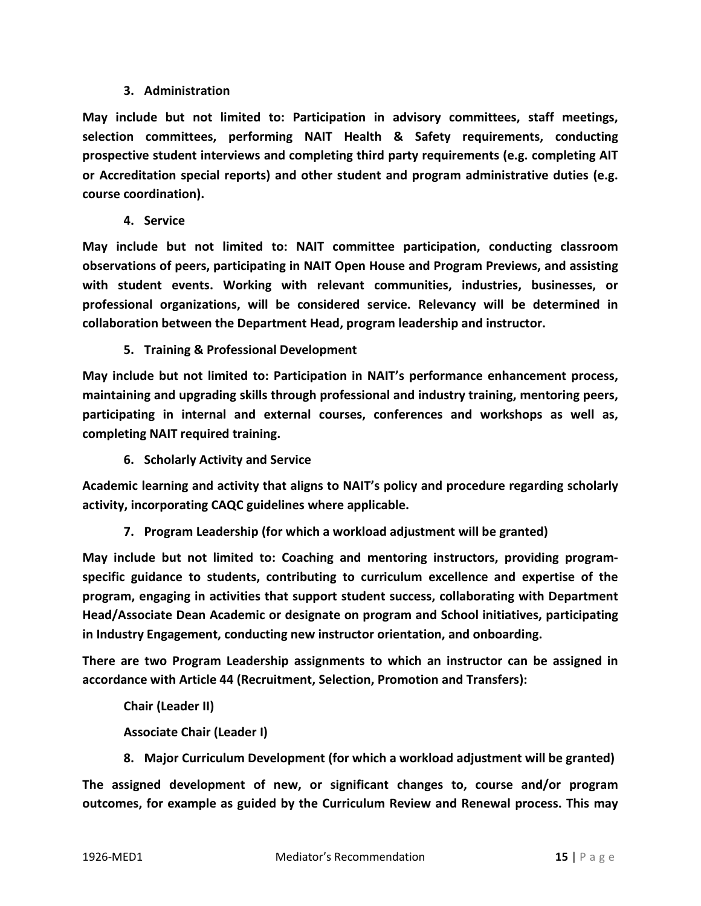**3. Administration**

**May include but not limited to: Participation in advisory committees, staff meetings, selection committees, performing NAIT Health & Safety requirements, conducting prospective student interviews and completing third party requirements (e.g. completing AIT or Accreditation special reports) and other student and program administrative duties (e.g. course coordination).**

**4. Service**

**May include but not limited to: NAIT committee participation, conducting classroom observations of peers, participating in NAIT Open House and Program Previews, and assisting with student events. Working with relevant communities, industries, businesses, or professional organizations, will be considered service. Relevancy will be determined in collaboration between the Department Head, program leadership and instructor.**

**5. Training & Professional Development**

**May include but not limited to: Participation in NAIT's performance enhancement process, maintaining and upgrading skills through professional and industry training, mentoring peers, participating in internal and external courses, conferences and workshops as well as, completing NAIT required training.**

**6. Scholarly Activity and Service**

**Academic learning and activity that aligns to NAIT's policy and procedure regarding scholarly activity, incorporating CAQC guidelines where applicable.**

**7. Program Leadership (for which a workload adjustment will be granted)**

**May include but not limited to: Coaching and mentoring instructors, providing program-specific guidance to students, contributing to curriculum excellence and expertise of the program, engaging in activities that support student success, collaborating with Department Head/Associate Dean Academic or designate on program and School initiatives, participating in Industry Engagement, conducting new instructor orientation, and onboarding.**

**There are two Program Leadership assignments to which an instructor can be assigned in accordance with Article 44 (Recruitment, Selection, Promotion and Transfers):**

**Chair (Leader II)**

**Associate Chair (Leader I)**

**8. Major Curriculum Development (for which a workload adjustment will be granted)**

**The assigned development of new, or significant changes to, course and/or program outcomes, for example as guided by the Curriculum Review and Renewal process. This may**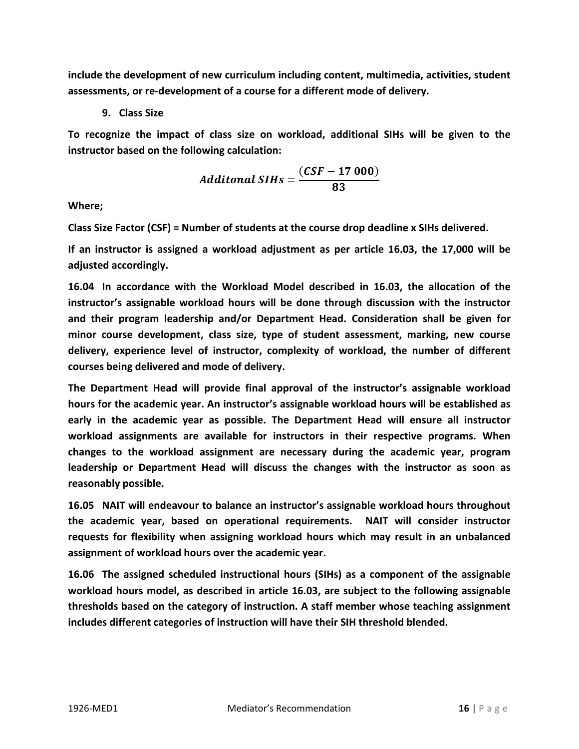**include the development of new curriculum including content, multimedia, activities, student assessments, or re-development of a course for a different mode of delivery.**

9. **Class Size**

**To recognize the impact of class size on workload, additional SIHs will be given to the instructor based on the following calculation:**

$$Additonal\ SIHs = \frac{(CSF - 17\ 000)}{83}$$

**Where;**

**Class Size Factor (CSF) = Number of students at the course drop deadline x SIHs delivered.**

**If an instructor is assigned a workload adjustment as per article 16.03, the 17,000 will be adjusted accordingly.**

**16.04 In accordance with the Workload Model described in 16.03, the allocation of the instructor's assignable workload hours will be done through discussion with the instructor and their program leadership and/or Department Head. Consideration shall be given for minor course development, class size, type of student assessment, marking, new course delivery, experience level of instructor, complexity of workload, the number of different courses being delivered and mode of delivery.**

**The Department Head will provide final approval of the instructor's assignable workload hours for the academic year. An instructor's assignable workload hours will be established as early in the academic year as possible. The Department Head will ensure all instructor workload assignments are available for instructors in their respective programs. When changes to the workload assignment are necessary during the academic year, program leadership or Department Head will discuss the changes with the instructor as soon as reasonably possible.**

**16.05 NAIT will endeavour to balance an instructor's assignable workload hours throughout the academic year, based on operational requirements. NAIT will consider instructor requests for flexibility when assigning workload hours which may result in an unbalanced assignment of workload hours over the academic year.**

**16.06 The assigned scheduled instructional hours (SIHs) as a component of the assignable workload hours model, as described in article 16.03, are subject to the following assignable thresholds based on the category of instruction. A staff member whose teaching assignment includes different categories of instruction will have their SIH threshold blended.**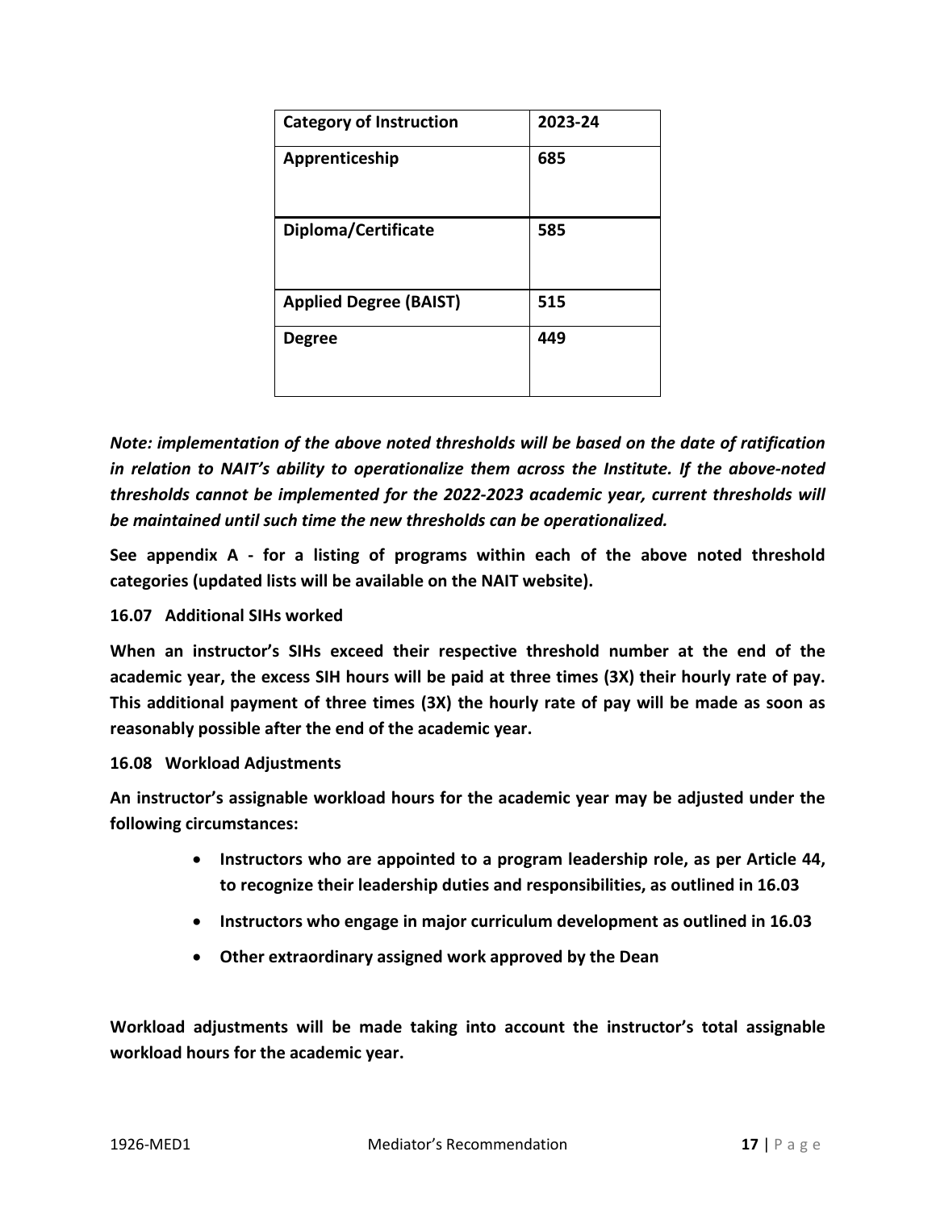| **Category of Instruction** | **2023-24** |
|---|---|
| **Apprenticeship** | **685** |
| **Diploma/Certificate** | **585** |
| **Applied Degree (BAIST)** | **515** |
| **Degree** | **449** |

***Note: implementation of the above noted thresholds will be based on the date of ratification in relation to NAIT's ability to operationalize them across the Institute. If the above-noted thresholds cannot be implemented for the 2022-2023 academic year, current thresholds will be maintained until such time the new thresholds can be operationalized.***

**See appendix A - for a listing of programs within each of the above noted threshold categories (updated lists will be available on the NAIT website).**

**16.07 Additional SIHs worked**

**When an instructor's SIHs exceed their respective threshold number at the end of the academic year, the excess SIH hours will be paid at three times (3X) their hourly rate of pay. This additional payment of three times (3X) the hourly rate of pay will be made as soon as reasonably possible after the end of the academic year.**

**16.08 Workload Adjustments**

**An instructor's assignable workload hours for the academic year may be adjusted under the following circumstances:**

- **Instructors who are appointed to a program leadership role, as per Article 44, to recognize their leadership duties and responsibilities, as outlined in 16.03**
- **Instructors who engage in major curriculum development as outlined in 16.03**
- **Other extraordinary assigned work approved by the Dean**

**Workload adjustments will be made taking into account the instructor's total assignable workload hours for the academic year.**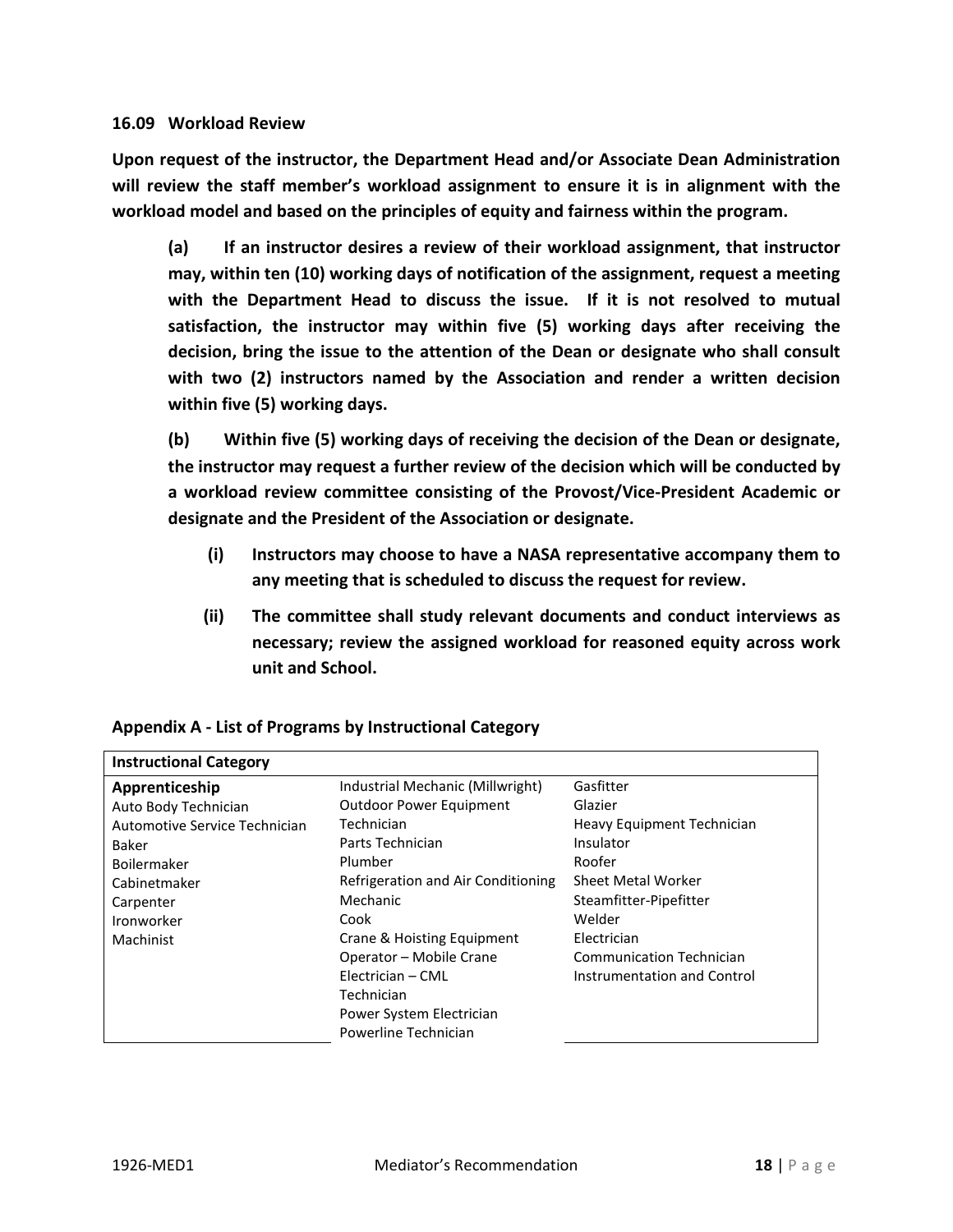### 16.09 Workload Review

**Upon request of the instructor, the Department Head and/or Associate Dean Administration will review the staff member's workload assignment to ensure it is in alignment with the workload model and based on the principles of equity and fairness within the program.**

**(a) If an instructor desires a review of their workload assignment, that instructor may, within ten (10) working days of notification of the assignment, request a meeting with the Department Head to discuss the issue. If it is not resolved to mutual satisfaction, the instructor may within five (5) working days after receiving the decision, bring the issue to the attention of the Dean or designate who shall consult with two (2) instructors named by the Association and render a written decision within five (5) working days.**

**(b) Within five (5) working days of receiving the decision of the Dean or designate, the instructor may request a further review of the decision which will be conducted by a workload review committee consisting of the Provost/Vice-President Academic or designate and the President of the Association or designate.**

**(i) Instructors may choose to have a NASA representative accompany them to any meeting that is scheduled to discuss the request for review.**

**(ii) The committee shall study relevant documents and conduct interviews as necessary; review the assigned workload for reasoned equity across work unit and School.**

### Appendix A - List of Programs by Instructional Category

| **Instructional Category** | | |
|---|---|---|
| **Apprenticeship**<br>Auto Body Technician<br>Automotive Service Technician<br>Baker<br>Boilermaker<br>Cabinetmaker<br>Carpenter<br>Ironworker<br>Machinist | Industrial Mechanic (Millwright)<br>Outdoor Power Equipment Technician<br>Parts Technician<br>Plumber<br>Refrigeration and Air Conditioning Mechanic<br>Cook<br>Crane & Hoisting Equipment Operator – Mobile Crane<br>Electrician – CML Technician<br>Power System Electrician<br>Powerline Technician | Gasfitter<br>Glazier<br>Heavy Equipment Technician<br>Insulator<br>Roofer<br>Sheet Metal Worker<br>Steamfitter-Pipefitter<br>Welder<br>Electrician<br>Communication Technician<br>Instrumentation and Control |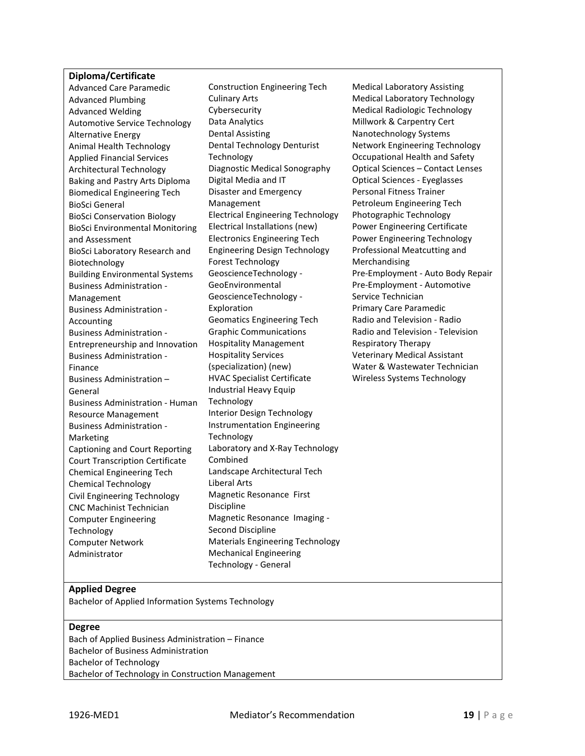**Diploma/Certificate**

Advanced Care Paramedic
Advanced Plumbing
Advanced Welding
Automotive Service Technology
Alternative Energy
Animal Health Technology
Applied Financial Services
Architectural Technology
Baking and Pastry Arts Diploma
Biomedical Engineering Tech
BioSci General
BioSci Conservation Biology
BioSci Environmental Monitoring and Assessment
BioSci Laboratory Research and Biotechnology
Building Environmental Systems
Business Administration - Management
Business Administration - Accounting
Business Administration - Entrepreneurship and Innovation
Business Administration - Finance
Business Administration – General
Business Administration - Human Resource Management
Business Administration - Marketing
Captioning and Court Reporting
Court Transcription Certificate
Chemical Engineering Tech
Chemical Technology
Civil Engineering Technology
CNC Machinist Technician
Computer Engineering Technology
Computer Network Administrator
Construction Engineering Tech
Culinary Arts
Cybersecurity
Data Analytics
Dental Assisting
Dental Technology Denturist Technology
Diagnostic Medical Sonography
Digital Media and IT
Disaster and Emergency Management
Electrical Engineering Technology
Electrical Installations (new)
Electronics Engineering Tech
Engineering Design Technology
Forest Technology
GeoscienceTechnology - GeoEnvironmental
GeoscienceTechnology - Exploration
Geomatics Engineering Tech
Graphic Communications
Hospitality Management
Hospitality Services (specialization) (new)
HVAC Specialist Certificate
Industrial Heavy Equip Technology
Interior Design Technology
Instrumentation Engineering Technology
Laboratory and X-Ray Technology Combined
Landscape Architectural Tech
Liberal Arts
Magnetic Resonance First Discipline
Magnetic Resonance Imaging - Second Discipline
Materials Engineering Technology
Mechanical Engineering Technology - General
Medical Laboratory Assisting
Medical Laboratory Technology
Medical Radiologic Technology
Millwork & Carpentry Cert
Nanotechnology Systems
Network Engineering Technology
Occupational Health and Safety
Optical Sciences – Contact Lenses
Optical Sciences - Eyeglasses
Personal Fitness Trainer
Petroleum Engineering Tech
Photographic Technology
Power Engineering Certificate
Power Engineering Technology
Professional Meatcutting and Merchandising
Pre-Employment - Auto Body Repair
Pre-Employment - Automotive Service Technician
Primary Care Paramedic
Radio and Television - Radio
Radio and Television - Television
Respiratory Therapy
Veterinary Medical Assistant
Water & Wastewater Technician
Wireless Systems Technology

**Applied Degree**

Bachelor of Applied Information Systems Technology

**Degree**

Bach of Applied Business Administration – Finance
Bachelor of Business Administration
Bachelor of Technology
Bachelor of Technology in Construction Management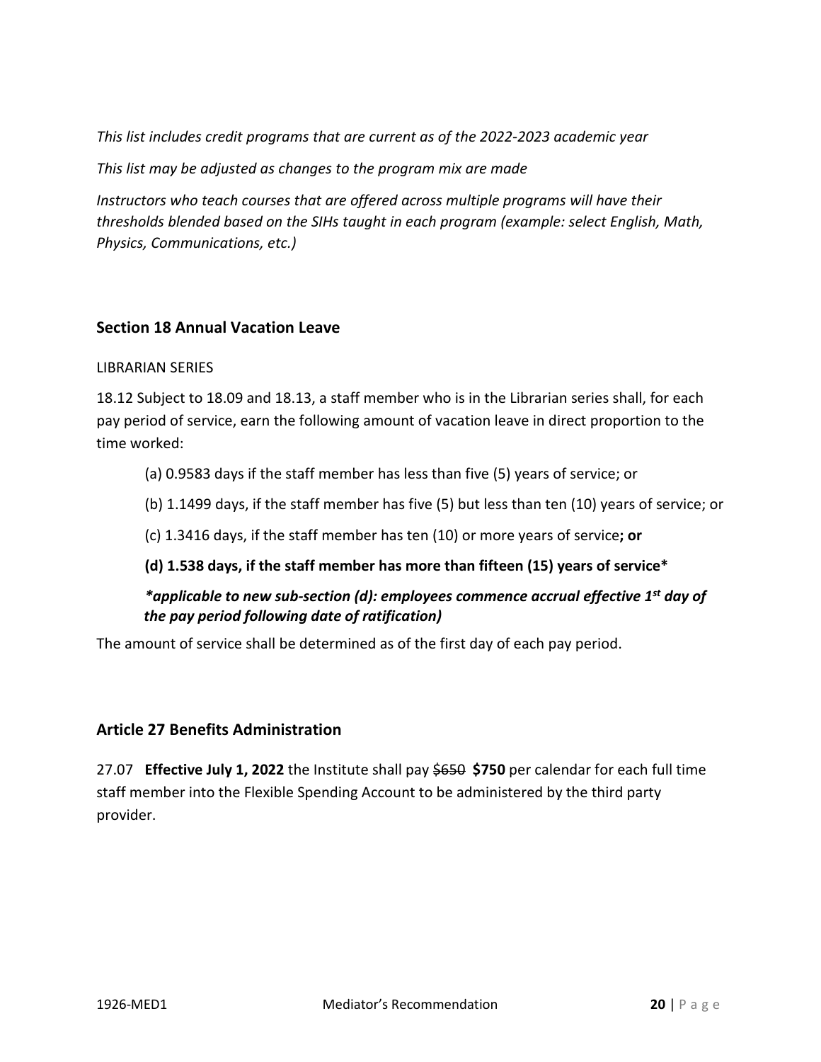*This list includes credit programs that are current as of the 2022-2023 academic year*

*This list may be adjusted as changes to the program mix are made*

*Instructors who teach courses that are offered across multiple programs will have their thresholds blended based on the SIHs taught in each program (example: select English, Math, Physics, Communications, etc.)*

## Section 18 Annual Vacation Leave

LIBRARIAN SERIES

18.12 Subject to 18.09 and 18.13, a staff member who is in the Librarian series shall, for each pay period of service, earn the following amount of vacation leave in direct proportion to the time worked:

(a) 0.9583 days if the staff member has less than five (5) years of service; or

(b) 1.1499 days, if the staff member has five (5) but less than ten (10) years of service; or

(c) 1.3416 days, if the staff member has ten (10) or more years of service**; or**

**(d) 1.538 days, if the staff member has more than fifteen (15) years of service***

***\*applicable to new sub-section (d): employees commence accrual effective 1st day of the pay period following date of ratification)***

The amount of service shall be determined as of the first day of each pay period.

## Article 27 Benefits Administration

27.07 **Effective July 1, 2022** the Institute shall pay ~~$650~~ **$750** per calendar for each full time staff member into the Flexible Spending Account to be administered by the third party provider.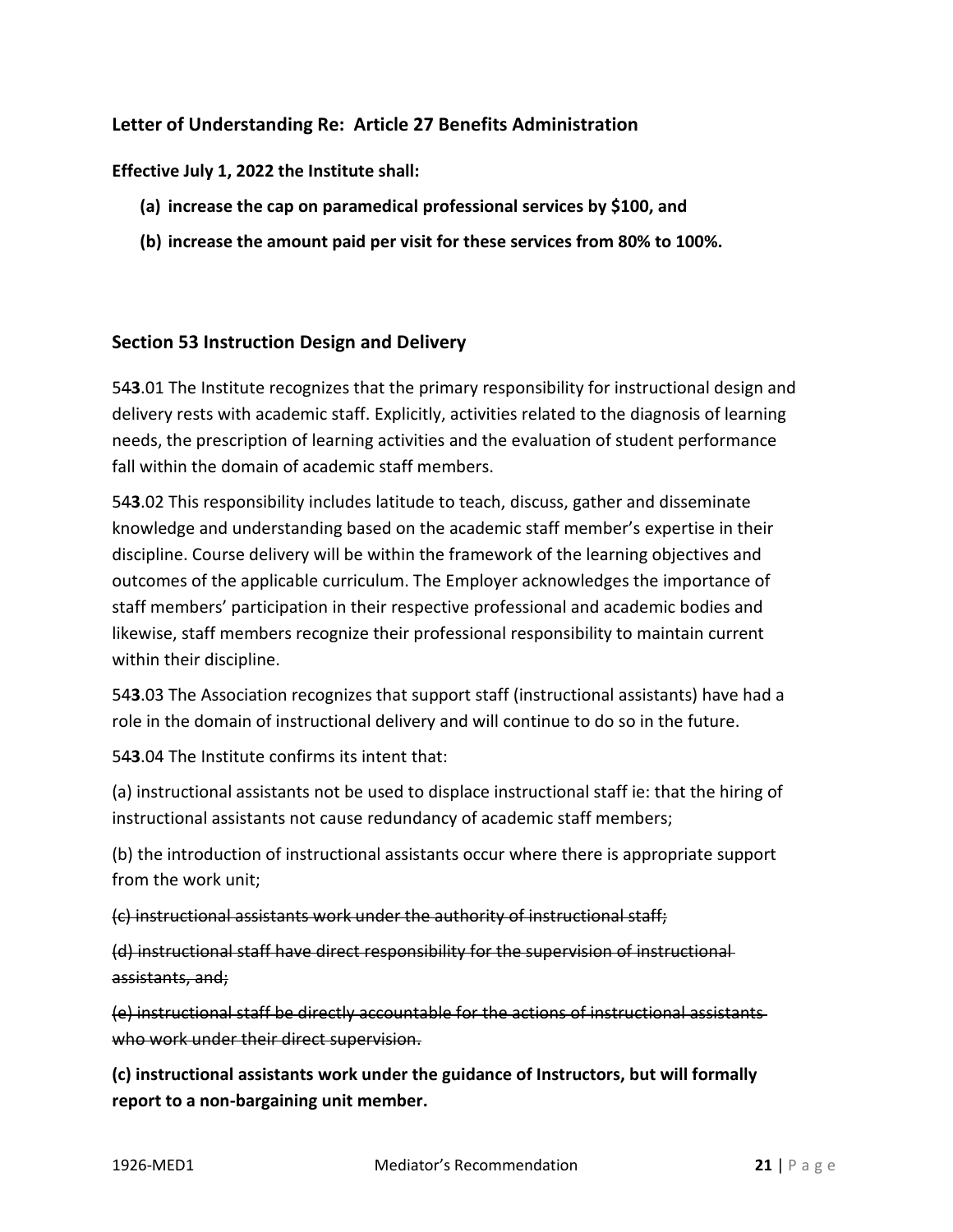### Letter of Understanding Re: Article 27 Benefits Administration

**Effective July 1, 2022 the Institute shall:**

- **(a) increase the cap on paramedical professional services by $100, and**
- **(b) increase the amount paid per visit for these services from 80% to 100%.**

### Section 53 Instruction Design and Delivery

54**3**.01 The Institute recognizes that the primary responsibility for instructional design and delivery rests with academic staff. Explicitly, activities related to the diagnosis of learning needs, the prescription of learning activities and the evaluation of student performance fall within the domain of academic staff members.

54**3**.02 This responsibility includes latitude to teach, discuss, gather and disseminate knowledge and understanding based on the academic staff member's expertise in their discipline. Course delivery will be within the framework of the learning objectives and outcomes of the applicable curriculum. The Employer acknowledges the importance of staff members' participation in their respective professional and academic bodies and likewise, staff members recognize their professional responsibility to maintain current within their discipline.

54**3**.03 The Association recognizes that support staff (instructional assistants) have had a role in the domain of instructional delivery and will continue to do so in the future.

54**3**.04 The Institute confirms its intent that:

(a) instructional assistants not be used to displace instructional staff ie: that the hiring of instructional assistants not cause redundancy of academic staff members;

(b) the introduction of instructional assistants occur where there is appropriate support from the work unit;

~~(c) instructional assistants work under the authority of instructional staff;~~

~~(d) instructional staff have direct responsibility for the supervision of instructional assistants, and;~~

~~(e) instructional staff be directly accountable for the actions of instructional assistants who work under their direct supervision.~~

**(c) instructional assistants work under the guidance of Instructors, but will formally report to a non-bargaining unit member.**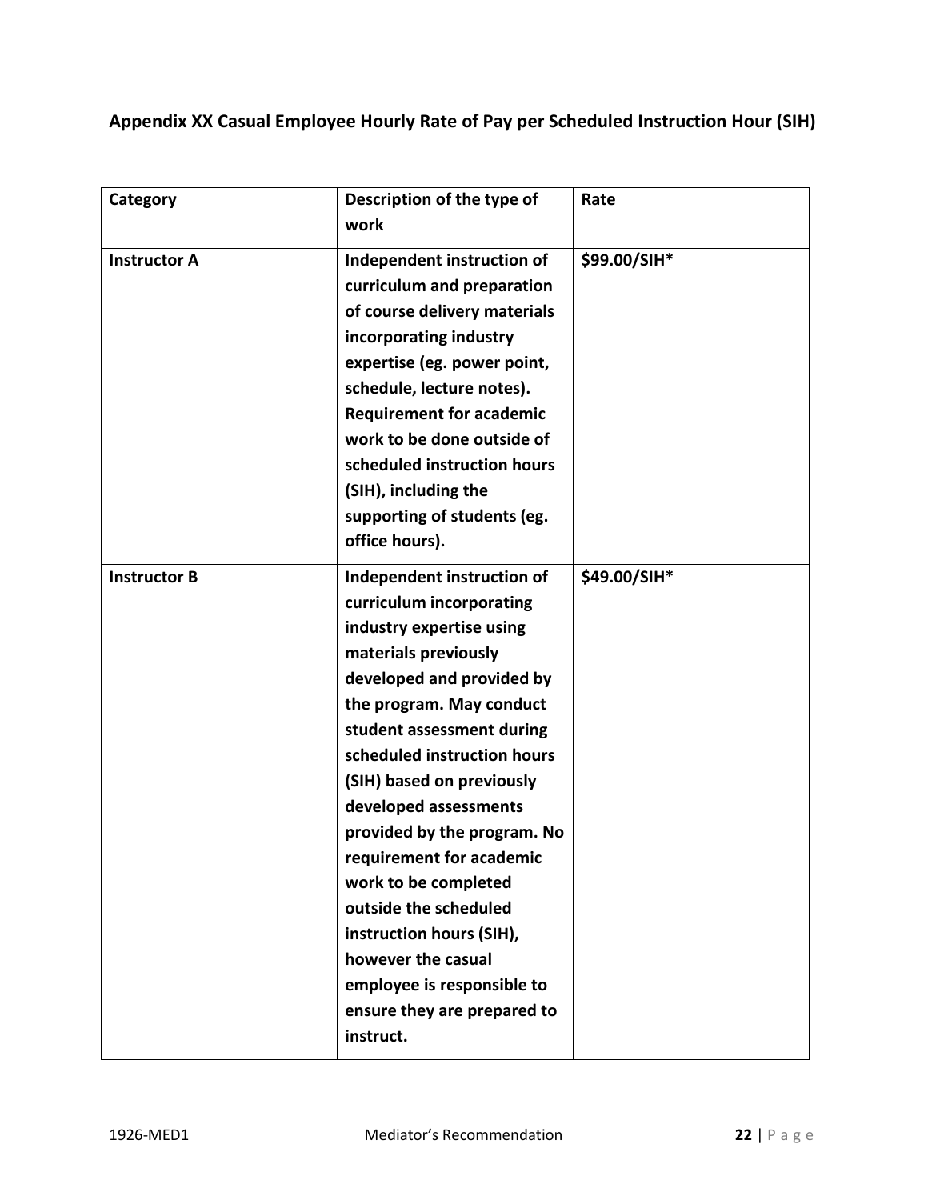## Appendix XX Casual Employee Hourly Rate of Pay per Scheduled Instruction Hour (SIH)

| Category | Description of the type of work | Rate |
|---|---|---|
| **Instructor A** | **Independent instruction of curriculum and preparation of course delivery materials incorporating industry expertise (eg. power point, schedule, lecture notes). Requirement for academic work to be done outside of scheduled instruction hours (SIH), including the supporting of students (eg. office hours).** | **$99.00/SIH*** |
| **Instructor B** | **Independent instruction of curriculum incorporating industry expertise using materials previously developed and provided by the program. May conduct student assessment during scheduled instruction hours (SIH) based on previously developed assessments provided by the program. No requirement for academic work to be completed outside the scheduled instruction hours (SIH), however the casual employee is responsible to ensure they are prepared to instruct.** | **$49.00/SIH*** |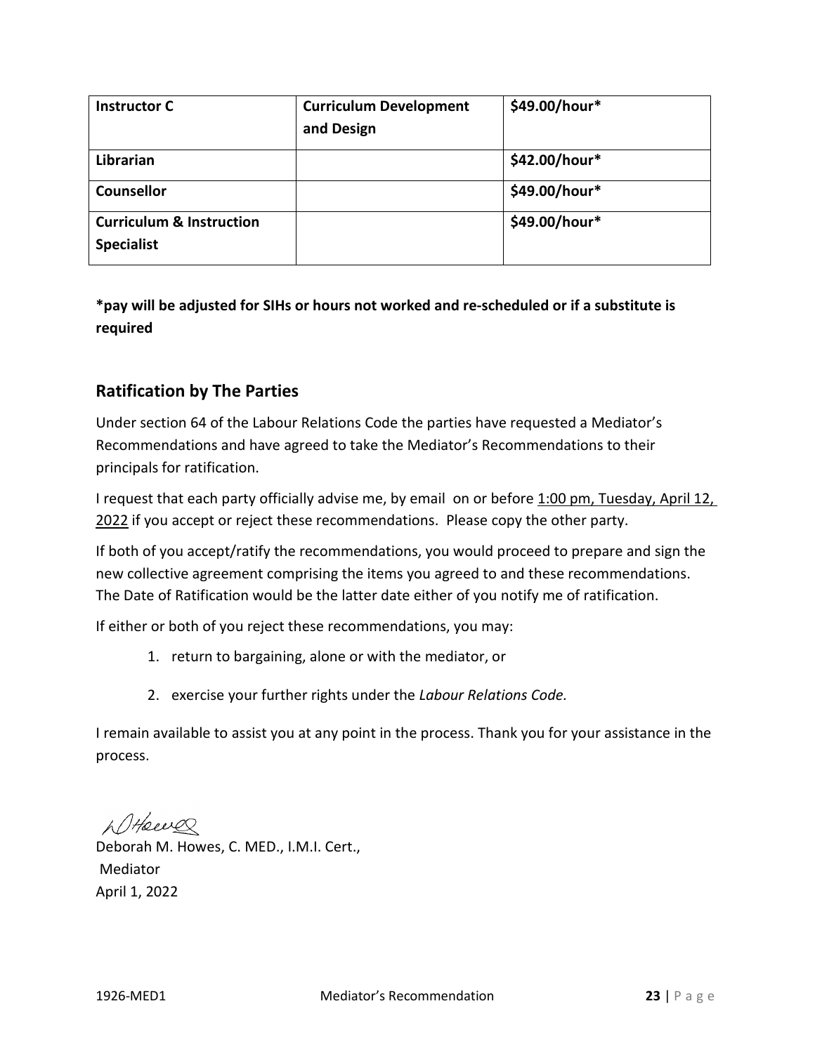| **Instructor C** | **Curriculum Development and Design** | **$49.00/hour*** |
| --- | --- | --- |
| **Librarian** | | **$42.00/hour*** |
| **Counsellor** | | **$49.00/hour*** |
| **Curriculum & Instruction Specialist** | | **$49.00/hour*** |

***pay will be adjusted for SIHs or hours not worked and re-scheduled or if a substitute is required**

## Ratification by The Parties

Under section 64 of the Labour Relations Code the parties have requested a Mediator's Recommendations and have agreed to take the Mediator's Recommendations to their principals for ratification.

I request that each party officially advise me, by email on or before 1:00 pm, Tuesday, April 12, 2022 if you accept or reject these recommendations. Please copy the other party.

If both of you accept/ratify the recommendations, you would proceed to prepare and sign the new collective agreement comprising the items you agreed to and these recommendations. The Date of Ratification would be the latter date either of you notify me of ratification.

If either or both of you reject these recommendations, you may:

1. return to bargaining, alone or with the mediator, or
2. exercise your further rights under the *Labour Relations Code*.

I remain available to assist you at any point in the process. Thank you for your assistance in the process.

Deborah M. Howes, C. MED., I.M.I. Cert.,
Mediator
April 1, 2022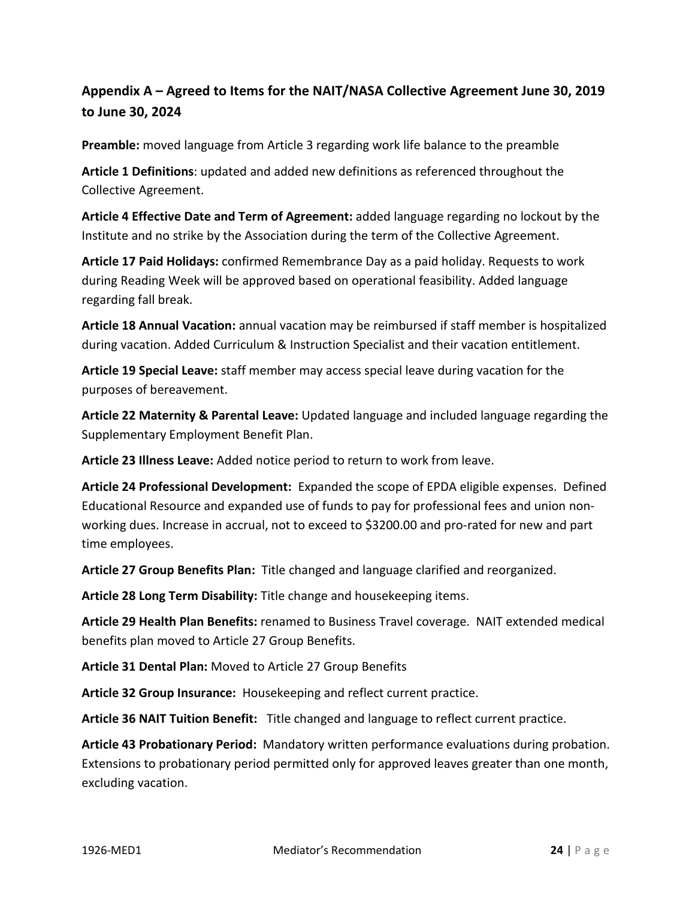## Appendix A – Agreed to Items for the NAIT/NASA Collective Agreement June 30, 2019 to June 30, 2024

**Preamble:** moved language from Article 3 regarding work life balance to the preamble

**Article 1 Definitions**: updated and added new definitions as referenced throughout the Collective Agreement.

**Article 4 Effective Date and Term of Agreement:** added language regarding no lockout by the Institute and no strike by the Association during the term of the Collective Agreement.

**Article 17 Paid Holidays:** confirmed Remembrance Day as a paid holiday. Requests to work during Reading Week will be approved based on operational feasibility. Added language regarding fall break.

**Article 18 Annual Vacation:** annual vacation may be reimbursed if staff member is hospitalized during vacation. Added Curriculum & Instruction Specialist and their vacation entitlement.

**Article 19 Special Leave:** staff member may access special leave during vacation for the purposes of bereavement.

**Article 22 Maternity & Parental Leave:** Updated language and included language regarding the Supplementary Employment Benefit Plan.

**Article 23 Illness Leave:** Added notice period to return to work from leave.

**Article 24 Professional Development:** Expanded the scope of EPDA eligible expenses. Defined Educational Resource and expanded use of funds to pay for professional fees and union non-working dues. Increase in accrual, not to exceed to $3200.00 and pro-rated for new and part time employees.

**Article 27 Group Benefits Plan:** Title changed and language clarified and reorganized.

**Article 28 Long Term Disability:** Title change and housekeeping items.

**Article 29 Health Plan Benefits:** renamed to Business Travel coverage. NAIT extended medical benefits plan moved to Article 27 Group Benefits.

**Article 31 Dental Plan:** Moved to Article 27 Group Benefits

**Article 32 Group Insurance:** Housekeeping and reflect current practice.

**Article 36 NAIT Tuition Benefit:** Title changed and language to reflect current practice.

**Article 43 Probationary Period:** Mandatory written performance evaluations during probation. Extensions to probationary period permitted only for approved leaves greater than one month, excluding vacation.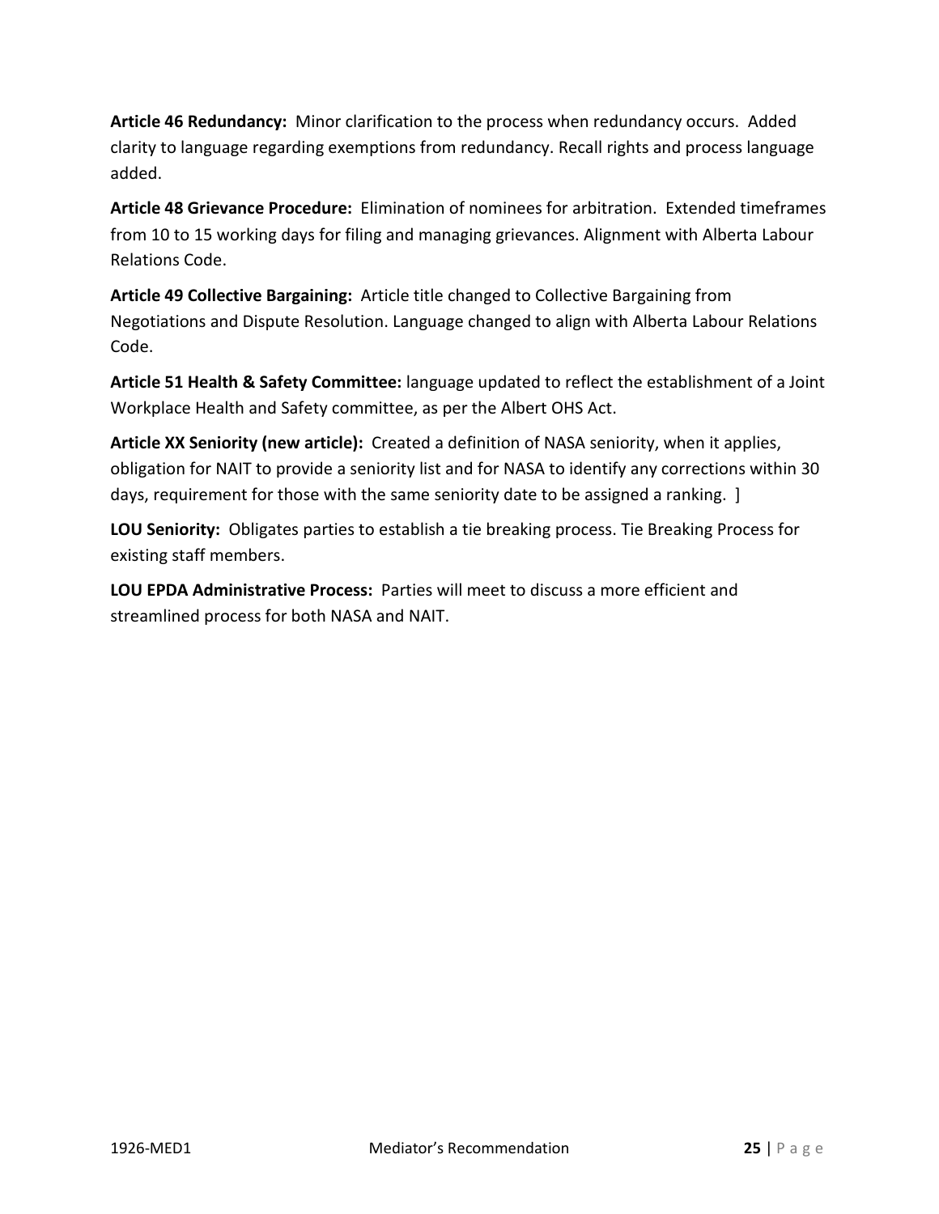**Article 46 Redundancy:** Minor clarification to the process when redundancy occurs. Added clarity to language regarding exemptions from redundancy. Recall rights and process language added.

**Article 48 Grievance Procedure:** Elimination of nominees for arbitration. Extended timeframes from 10 to 15 working days for filing and managing grievances. Alignment with Alberta Labour Relations Code.

**Article 49 Collective Bargaining:** Article title changed to Collective Bargaining from Negotiations and Dispute Resolution. Language changed to align with Alberta Labour Relations Code.

**Article 51 Health & Safety Committee:** language updated to reflect the establishment of a Joint Workplace Health and Safety committee, as per the Albert OHS Act.

**Article XX Seniority (new article):** Created a definition of NASA seniority, when it applies, obligation for NAIT to provide a seniority list and for NASA to identify any corrections within 30 days, requirement for those with the same seniority date to be assigned a ranking. ]

**LOU Seniority:** Obligates parties to establish a tie breaking process. Tie Breaking Process for existing staff members.

**LOU EPDA Administrative Process:** Parties will meet to discuss a more efficient and streamlined process for both NASA and NAIT.